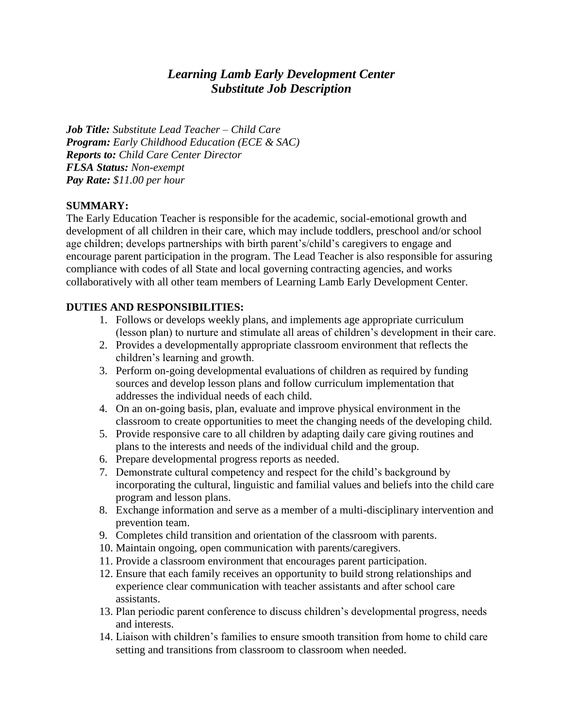# *Learning Lamb Early Development Center*
# *Substitute Job Description*

***Job Title:*** *Substitute Lead Teacher – Child Care*
***Program:*** *Early Childhood Education (ECE & SAC)*
***Reports to:*** *Child Care Center Director*
***FLSA Status:*** *Non-exempt*
***Pay Rate:*** *$11.00 per hour*

## SUMMARY:

The Early Education Teacher is responsible for the academic, social-emotional growth and development of all children in their care, which may include toddlers, preschool and/or school age children; develops partnerships with birth parent's/child's caregivers to engage and encourage parent participation in the program. The Lead Teacher is also responsible for assuring compliance with codes of all State and local governing contracting agencies, and works collaboratively with all other team members of Learning Lamb Early Development Center.

## DUTIES AND RESPONSIBILITIES:

1. Follows or develops weekly plans, and implements age appropriate curriculum (lesson plan) to nurture and stimulate all areas of children's development in their care.
2. Provides a developmentally appropriate classroom environment that reflects the children's learning and growth.
3. Perform on-going developmental evaluations of children as required by funding sources and develop lesson plans and follow curriculum implementation that addresses the individual needs of each child.
4. On an on-going basis, plan, evaluate and improve physical environment in the classroom to create opportunities to meet the changing needs of the developing child.
5. Provide responsive care to all children by adapting daily care giving routines and plans to the interests and needs of the individual child and the group.
6. Prepare developmental progress reports as needed.
7. Demonstrate cultural competency and respect for the child's background by incorporating the cultural, linguistic and familial values and beliefs into the child care program and lesson plans.
8. Exchange information and serve as a member of a multi-disciplinary intervention and prevention team.
9. Completes child transition and orientation of the classroom with parents.
10. Maintain ongoing, open communication with parents/caregivers.
11. Provide a classroom environment that encourages parent participation.
12. Ensure that each family receives an opportunity to build strong relationships and experience clear communication with teacher assistants and after school care assistants.
13. Plan periodic parent conference to discuss children's developmental progress, needs and interests.
14. Liaison with children's families to ensure smooth transition from home to child care setting and transitions from classroom to classroom when needed.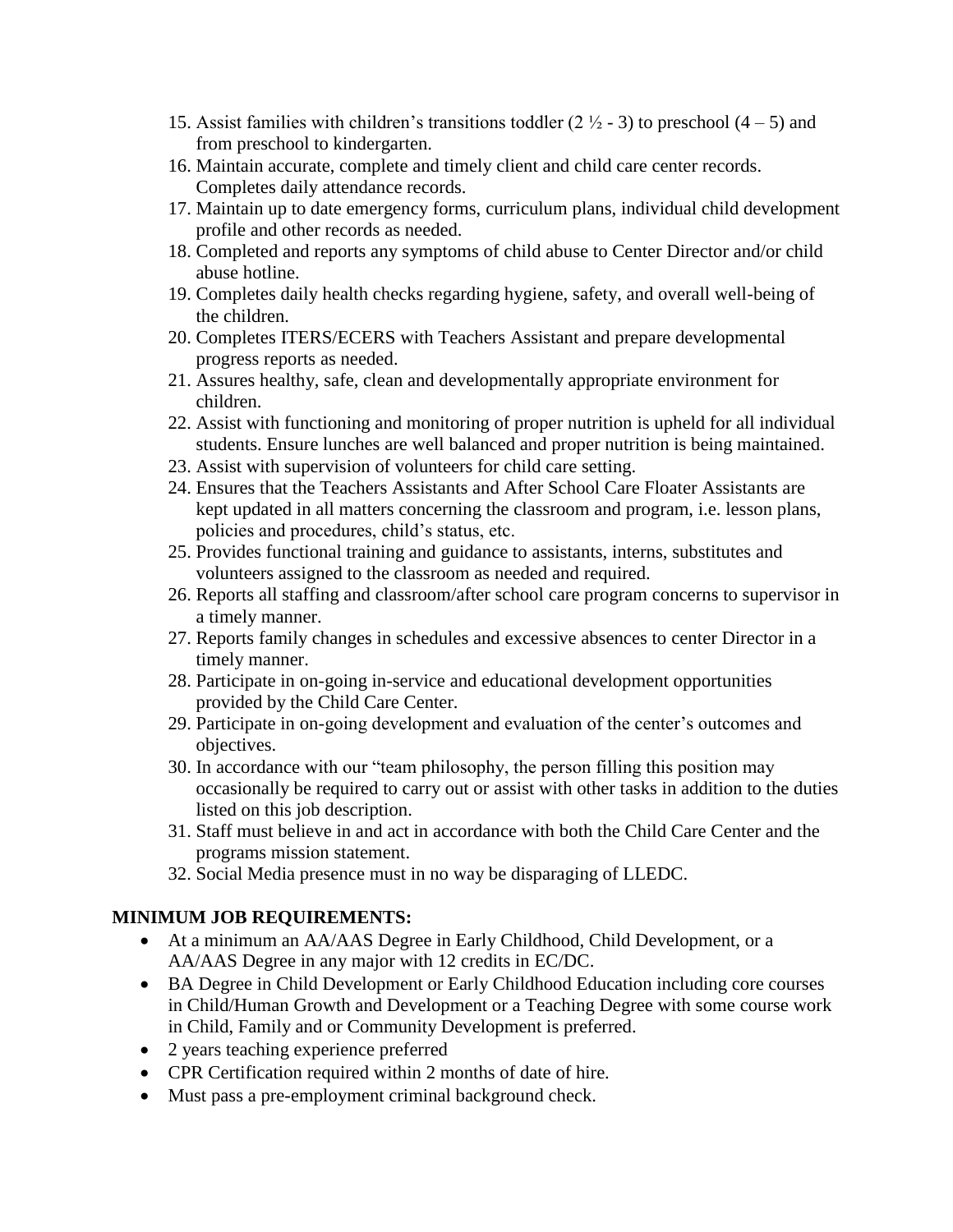15. Assist families with children's transitions toddler (2 ½ - 3) to preschool (4 – 5) and from preschool to kindergarten.
16. Maintain accurate, complete and timely client and child care center records. Completes daily attendance records.
17. Maintain up to date emergency forms, curriculum plans, individual child development profile and other records as needed.
18. Completed and reports any symptoms of child abuse to Center Director and/or child abuse hotline.
19. Completes daily health checks regarding hygiene, safety, and overall well-being of the children.
20. Completes ITERS/ECERS with Teachers Assistant and prepare developmental progress reports as needed.
21. Assures healthy, safe, clean and developmentally appropriate environment for children.
22. Assist with functioning and monitoring of proper nutrition is upheld for all individual students. Ensure lunches are well balanced and proper nutrition is being maintained.
23. Assist with supervision of volunteers for child care setting.
24. Ensures that the Teachers Assistants and After School Care Floater Assistants are kept updated in all matters concerning the classroom and program, i.e. lesson plans, policies and procedures, child's status, etc.
25. Provides functional training and guidance to assistants, interns, substitutes and volunteers assigned to the classroom as needed and required.
26. Reports all staffing and classroom/after school care program concerns to supervisor in a timely manner.
27. Reports family changes in schedules and excessive absences to center Director in a timely manner.
28. Participate in on-going in-service and educational development opportunities provided by the Child Care Center.
29. Participate in on-going development and evaluation of the center's outcomes and objectives.
30. In accordance with our "team philosophy, the person filling this position may occasionally be required to carry out or assist with other tasks in addition to the duties listed on this job description.
31. Staff must believe in and act in accordance with both the Child Care Center and the programs mission statement.
32. Social Media presence must in no way be disparaging of LLEDC.

**MINIMUM JOB REQUIREMENTS:**

- At a minimum an AA/AAS Degree in Early Childhood, Child Development, or a AA/AAS Degree in any major with 12 credits in EC/DC.
- BA Degree in Child Development or Early Childhood Education including core courses in Child/Human Growth and Development or a Teaching Degree with some course work in Child, Family and or Community Development is preferred.
- 2 years teaching experience preferred
- CPR Certification required within 2 months of date of hire.
- Must pass a pre-employment criminal background check.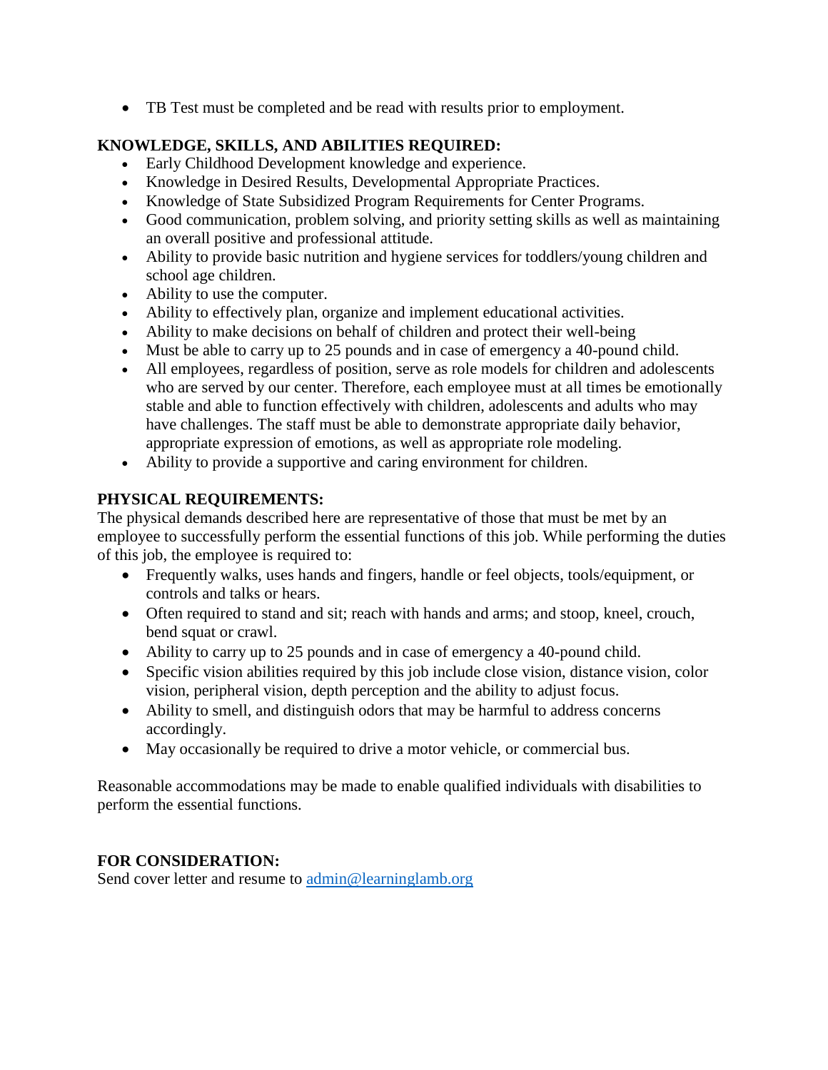- TB Test must be completed and be read with results prior to employment.

**KNOWLEDGE, SKILLS, AND ABILITIES REQUIRED:**

- Early Childhood Development knowledge and experience.
- Knowledge in Desired Results, Developmental Appropriate Practices.
- Knowledge of State Subsidized Program Requirements for Center Programs.
- Good communication, problem solving, and priority setting skills as well as maintaining an overall positive and professional attitude.
- Ability to provide basic nutrition and hygiene services for toddlers/young children and school age children.
- Ability to use the computer.
- Ability to effectively plan, organize and implement educational activities.
- Ability to make decisions on behalf of children and protect their well-being
- Must be able to carry up to 25 pounds and in case of emergency a 40-pound child.
- All employees, regardless of position, serve as role models for children and adolescents who are served by our center. Therefore, each employee must at all times be emotionally stable and able to function effectively with children, adolescents and adults who may have challenges. The staff must be able to demonstrate appropriate daily behavior, appropriate expression of emotions, as well as appropriate role modeling.
- Ability to provide a supportive and caring environment for children.

**PHYSICAL REQUIREMENTS:**

The physical demands described here are representative of those that must be met by an employee to successfully perform the essential functions of this job. While performing the duties of this job, the employee is required to:

- Frequently walks, uses hands and fingers, handle or feel objects, tools/equipment, or controls and talks or hears.
- Often required to stand and sit; reach with hands and arms; and stoop, kneel, crouch, bend squat or crawl.
- Ability to carry up to 25 pounds and in case of emergency a 40-pound child.
- Specific vision abilities required by this job include close vision, distance vision, color vision, peripheral vision, depth perception and the ability to adjust focus.
- Ability to smell, and distinguish odors that may be harmful to address concerns accordingly.
- May occasionally be required to drive a motor vehicle, or commercial bus.

Reasonable accommodations may be made to enable qualified individuals with disabilities to perform the essential functions.

**FOR CONSIDERATION:**

Send cover letter and resume to admin@learninglamb.org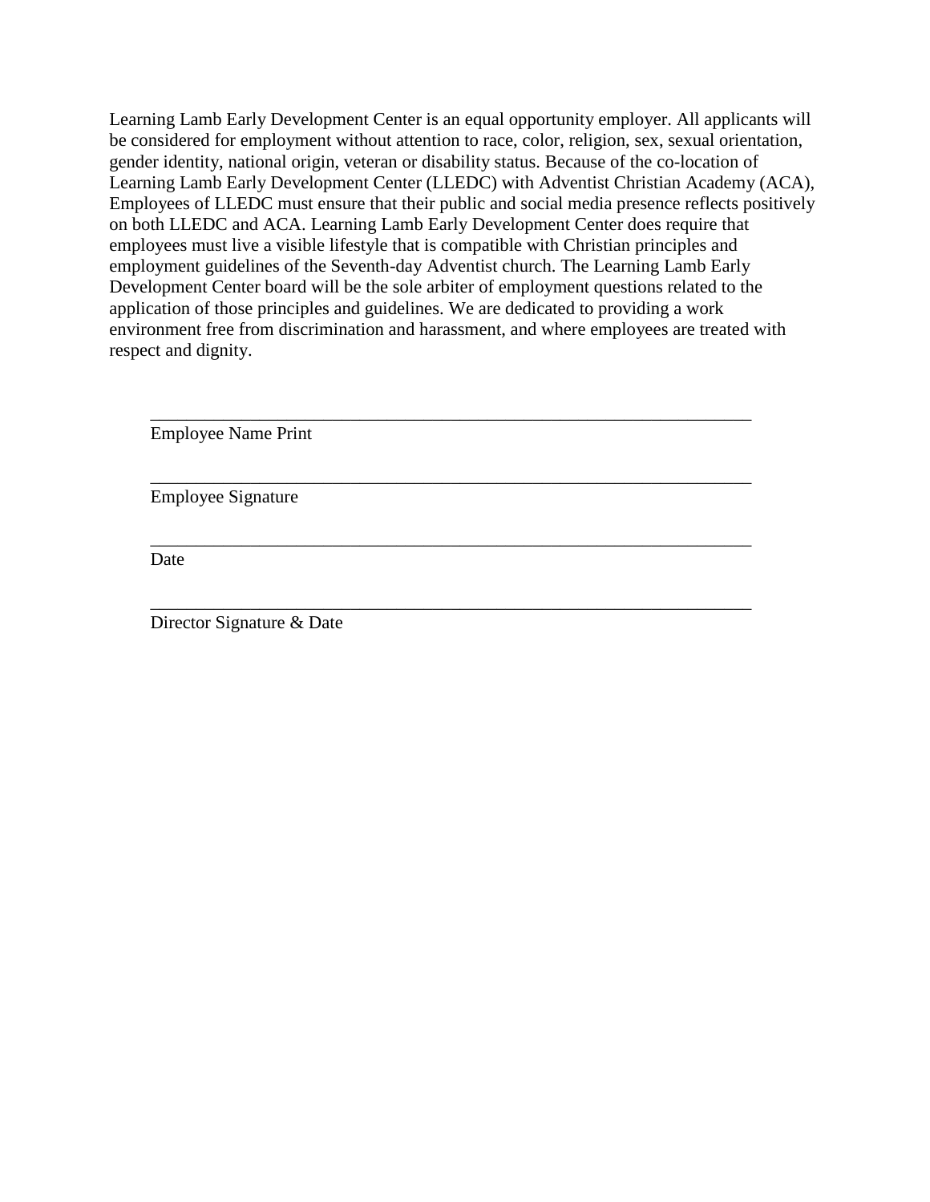Learning Lamb Early Development Center is an equal opportunity employer. All applicants will be considered for employment without attention to race, color, religion, sex, sexual orientation, gender identity, national origin, veteran or disability status. Because of the co-location of Learning Lamb Early Development Center (LLEDC) with Adventist Christian Academy (ACA), Employees of LLEDC must ensure that their public and social media presence reflects positively on both LLEDC and ACA. Learning Lamb Early Development Center does require that employees must live a visible lifestyle that is compatible with Christian principles and employment guidelines of the Seventh-day Adventist church. The Learning Lamb Early Development Center board will be the sole arbiter of employment questions related to the application of those principles and guidelines. We are dedicated to providing a work environment free from discrimination and harassment, and where employees are treated with respect and dignity.

_____________________________________________________________________

Employee Name Print

_____________________________________________________________________

Employee Signature

_____________________________________________________________________

Date

_____________________________________________________________________

Director Signature & Date